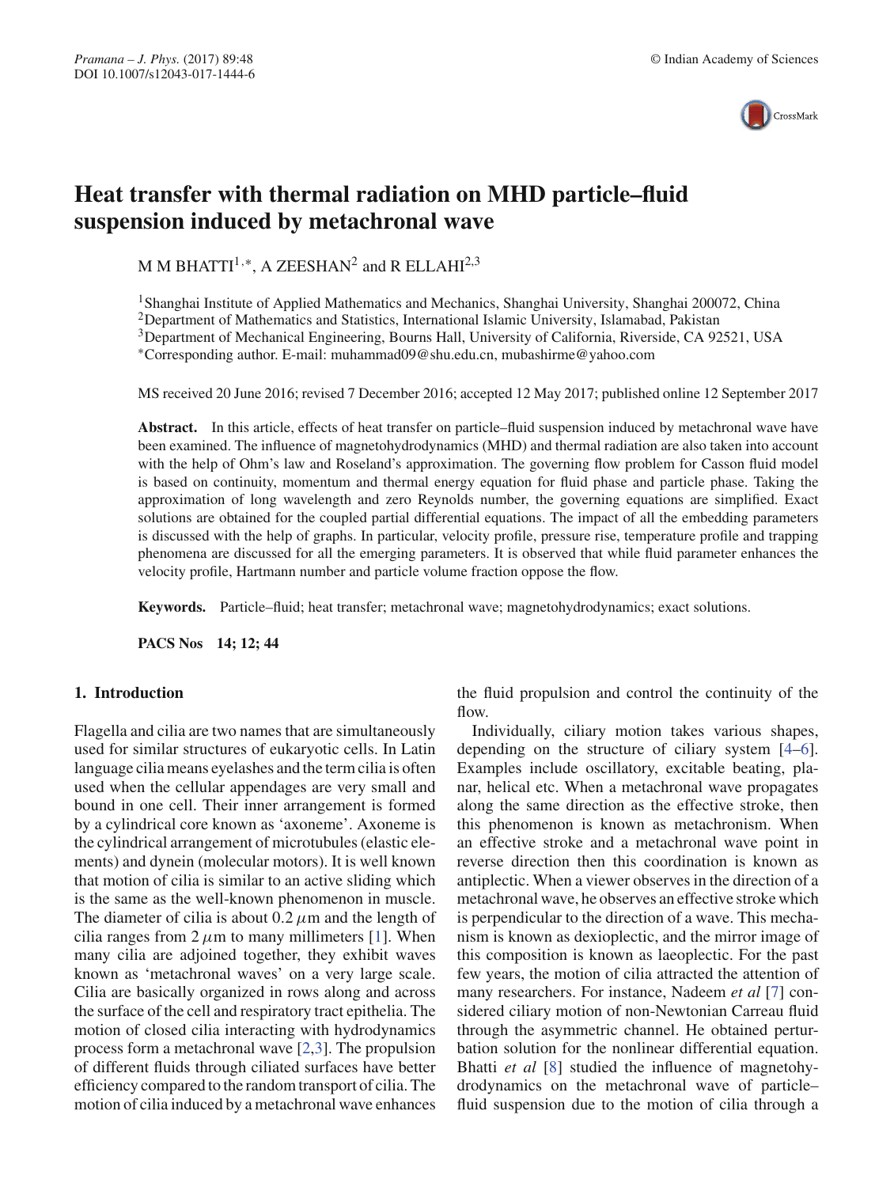# Heat transfer with thermal radiation on MHD particle–fluid suspension induced by metachronal wave

M M BHATTI[1,*], A ZEESHAN[2] and R ELLAHI[2,3]

[1]Shanghai Institute of Applied Mathematics and Mechanics, Shanghai University, Shanghai 200072, China
[2]Department of Mathematics and Statistics, International Islamic University, Islamabad, Pakistan
[3]Department of Mechanical Engineering, Bourns Hall, University of California, Riverside, CA 92521, USA
[*]Corresponding author. E-mail: muhammad09@shu.edu.cn, mubashirme@yahoo.com

MS received 20 June 2016; revised 7 December 2016; accepted 12 May 2017; published online 12 September 2017

**Abstract.** In this article, effects of heat transfer on particle–fluid suspension induced by metachronal wave have been examined. The influence of magnetohydrodynamics (MHD) and thermal radiation are also taken into account with the help of Ohm's law and Roseland's approximation. The governing flow problem for Casson fluid model is based on continuity, momentum and thermal energy equation for fluid phase and particle phase. Taking the approximation of long wavelength and zero Reynolds number, the governing equations are simplified. Exact solutions are obtained for the coupled partial differential equations. The impact of all the embedding parameters is discussed with the help of graphs. In particular, velocity profile, pressure rise, temperature profile and trapping phenomena are discussed for all the emerging parameters. It is observed that while fluid parameter enhances the velocity profile, Hartmann number and particle volume fraction oppose the flow.

**Keywords.** Particle–fluid; heat transfer; metachronal wave; magnetohydrodynamics; exact solutions.

**PACS Nos** 14; 12; 44

## 1. Introduction

Flagella and cilia are two names that are simultaneously used for similar structures of eukaryotic cells. In Latin language cilia means eyelashes and the term cilia is often used when the cellular appendages are very small and bound in one cell. Their inner arrangement is formed by a cylindrical core known as 'axoneme'. Axoneme is the cylindrical arrangement of microtubules (elastic elements) and dynein (molecular motors). It is well known that motion of cilia is similar to an active sliding which is the same as the well-known phenomenon in muscle. The diameter of cilia is about 0.2 $\mu$m and the length of cilia ranges from 2 $\mu$m to many millimeters [1]. When many cilia are adjoined together, they exhibit waves known as 'metachronal waves' on a very large scale. Cilia are basically organized in rows along and across the surface of the cell and respiratory tract epithelia. The motion of closed cilia interacting with hydrodynamics process form a metachronal wave [2,3]. The propulsion of different fluids through ciliated surfaces have better efficiency compared to the random transport of cilia. The motion of cilia induced by a metachronal wave enhances the fluid propulsion and control the continuity of the flow.

Individually, ciliary motion takes various shapes, depending on the structure of ciliary system [4–6]. Examples include oscillatory, excitable beating, planar, helical etc. When a metachronal wave propagates along the same direction as the effective stroke, then this phenomenon is known as metachronism. When an effective stroke and a metachronal wave point in reverse direction then this coordination is known as antiplectic. When a viewer observes in the direction of a metachronal wave, he observes an effective stroke which is perpendicular to the direction of a wave. This mechanism is known as dexioplectic, and the mirror image of this composition is known as laeoplectic. For the past few years, the motion of cilia attracted the attention of many researchers. For instance, Nadeem *et al* [7] considered ciliary motion of non-Newtonian Carreau fluid through the asymmetric channel. He obtained perturbation solution for the nonlinear differential equation. Bhatti *et al* [8] studied the influence of magnetohydrodynamics on the metachronal wave of particle–fluid suspension due to the motion of cilia through a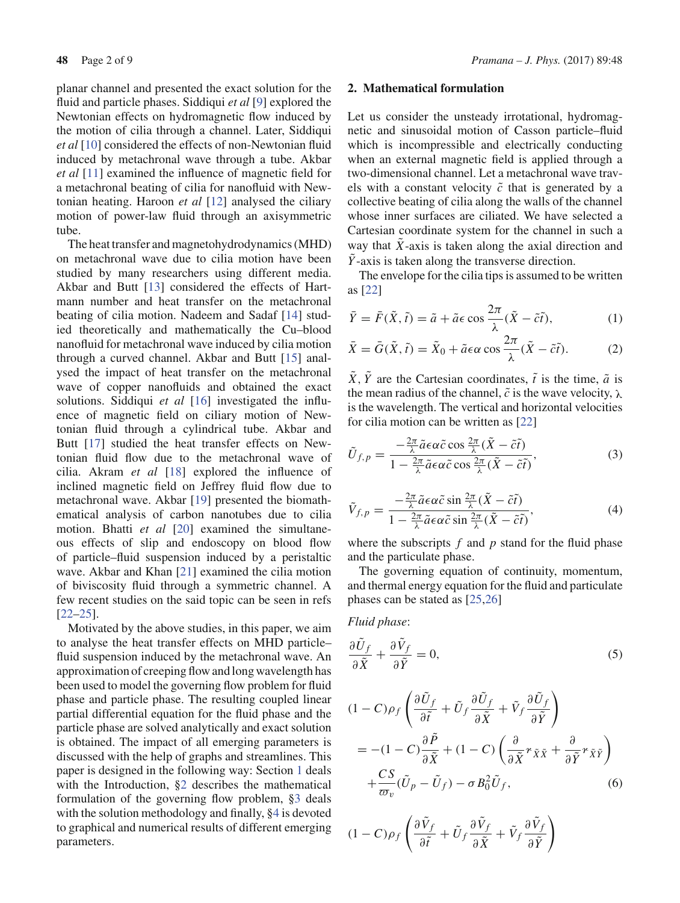planar channel and presented the exact solution for the fluid and particle phases. Siddiqui *et al* [9] explored the Newtonian effects on hydromagnetic flow induced by the motion of cilia through a channel. Later, Siddiqui *et al* [10] considered the effects of non-Newtonian fluid induced by metachronal wave through a tube. Akbar *et al* [11] examined the influence of magnetic field for a metachronal beating of cilia for nanofluid with Newtonian heating. Haroon *et al* [12] analysed the ciliary motion of power-law fluid through an axisymmetric tube.

The heat transfer and magnetohydrodynamics (MHD) on metachronal wave due to cilia motion have been studied by many researchers using different media. Akbar and Butt [13] considered the effects of Hartmann number and heat transfer on the metachronal beating of cilia motion. Nadeem and Sadaf [14] studied theoretically and mathematically the Cu–blood nanofluid for metachronal wave induced by cilia motion through a curved channel. Akbar and Butt [15] analysed the impact of heat transfer on the metachronal wave of copper nanofluids and obtained the exact solutions. Siddiqui *et al* [16] investigated the influence of magnetic field on ciliary motion of Newtonian fluid through a cylindrical tube. Akbar and Butt [17] studied the heat transfer effects on Newtonian fluid flow due to the metachronal wave of cilia. Akram *et al* [18] explored the influence of inclined magnetic field on Jeffrey fluid flow due to metachronal wave. Akbar [19] presented the biomathematical analysis of carbon nanotubes due to cilia motion. Bhatti *et al* [20] examined the simultaneous effects of slip and endoscopy on blood flow of particle–fluid suspension induced by a peristaltic wave. Akbar and Khan [21] examined the cilia motion of biviscosity fluid through a symmetric channel. A few recent studies on the said topic can be seen in refs [22–25].

Motivated by the above studies, in this paper, we aim to analyse the heat transfer effects on MHD particle–fluid suspension induced by the metachronal wave. An approximation of creeping flow and long wavelength has been used to model the governing flow problem for fluid phase and particle phase. The resulting coupled linear partial differential equation for the fluid phase and the particle phase are solved analytically and exact solution is obtained. The impact of all emerging parameters is discussed with the help of graphs and streamlines. This paper is designed in the following way: Section 1 deals with the Introduction, §2 describes the mathematical formulation of the governing flow problem, §3 deals with the solution methodology and finally, §4 is devoted to graphical and numerical results of different emerging parameters.

## 2. Mathematical formulation

Let us consider the unsteady irrotational, hydromagnetic and sinusoidal motion of Casson particle–fluid which is incompressible and electrically conducting when an external magnetic field is applied through a two-dimensional channel. Let a metachronal wave travels with a constant velocity $\tilde{c}$ that is generated by a collective beating of cilia along the walls of the channel whose inner surfaces are ciliated. We have selected a Cartesian coordinate system for the channel in such a way that $\tilde{X}$-axis is taken along the axial direction and $\tilde{Y}$-axis is taken along the transverse direction.

The envelope for the cilia tips is assumed to be written as [22]

$$\bar{Y} = \bar{F}(\tilde{X}, \tilde{t}) = \tilde{a} + \tilde{a}\epsilon \cos \frac{2\pi}{\lambda}(\tilde{X} - \tilde{c}\tilde{t}), \tag{1}$$

$$\bar{X} = \bar{G}(\tilde{X}, \tilde{t}) = \tilde{X}_0 + \tilde{a}\epsilon\alpha \cos \frac{2\pi}{\lambda}(\tilde{X} - \tilde{c}\tilde{t}). \tag{2}$$

$\tilde{X}, \tilde{Y}$ are the Cartesian coordinates, $\tilde{t}$ is the time, $\tilde{a}$ is the mean radius of the channel, $\tilde{c}$ is the wave velocity, $\lambda$ is the wavelength. The vertical and horizontal velocities for cilia motion can be written as [22]

$$\tilde{U}_{f,p} = \frac{-\frac{2\pi}{\lambda}\tilde{a}\epsilon\alpha\tilde{c} \cos \frac{2\pi}{\lambda}(\tilde{X} - \tilde{c}\tilde{t})}{1 - \frac{2\pi}{\lambda}\tilde{a}\epsilon\alpha\tilde{c} \cos \frac{2\pi}{\lambda}(\tilde{X} - \tilde{c}\tilde{t})}, \tag{3}$$

$$\tilde{V}_{f,p} = \frac{-\frac{2\pi}{\lambda}\tilde{a}\epsilon\alpha\tilde{c} \sin \frac{2\pi}{\lambda}(\tilde{X} - \tilde{c}\tilde{t})}{1 - \frac{2\pi}{\lambda}\tilde{a}\epsilon\alpha\tilde{c} \sin \frac{2\pi}{\lambda}(\tilde{X} - \tilde{c}\tilde{t})}, \tag{4}$$

where the subscripts $f$ and $p$ stand for the fluid phase and the particulate phase.

The governing equation of continuity, momentum, and thermal energy equation for the fluid and particulate phases can be stated as [25,26]

*Fluid phase*:

$$\frac{\partial \tilde{U}_f}{\partial \tilde{X}} + \frac{\partial \tilde{V}_f}{\partial \tilde{Y}} = 0, \tag{5}$$

$$(1 - C)\rho_f \left( \frac{\partial \tilde{U}_f}{\partial \tilde{t}} + \tilde{U}_f \frac{\partial \tilde{U}_f}{\partial \tilde{X}} + \tilde{V}_f \frac{\partial \tilde{U}_f}{\partial \tilde{Y}} \right) = -(1 - C)\frac{\partial \tilde{P}}{\partial \tilde{X}} + (1 - C)\left( \frac{\partial}{\partial \tilde{X}} \tau_{\tilde{X}\tilde{X}} + \frac{\partial}{\partial \tilde{Y}} \tau_{\tilde{X}\tilde{Y}} \right) + \frac{CS}{\varpi_v}(\tilde{U}_p - \tilde{U}_f) - \sigma B_0^2 \tilde{U}_f, \tag{6}$$

$$(1 - C)\rho_f \left( \frac{\partial \tilde{V}_f}{\partial \tilde{t}} + \tilde{U}_f \frac{\partial \tilde{V}_f}{\partial \tilde{X}} + \tilde{V}_f \frac{\partial \tilde{V}_f}{\partial \tilde{Y}} \right)$$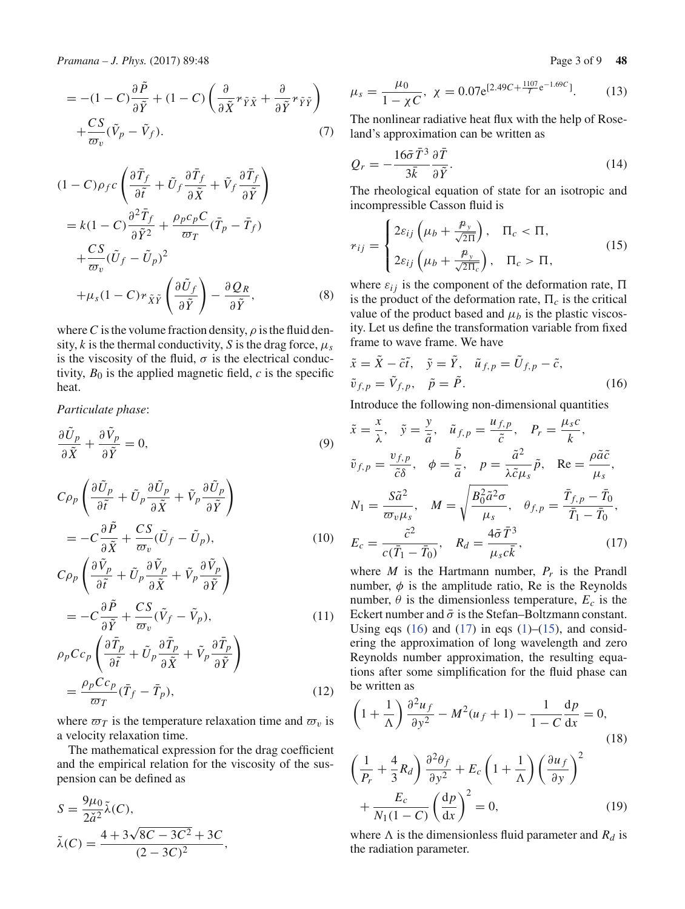$$= -(1-C)\frac{\partial \tilde{P}}{\partial \tilde{Y}} + (1-C)\left(\frac{\partial}{\partial \tilde{X}}\tau_{\tilde{Y}\tilde{X}} + \frac{\partial}{\partial \tilde{Y}}\tau_{\tilde{Y}\tilde{Y}}\right) + \frac{CS}{\varpi_v}(\tilde{V}_p - \tilde{V}_f). \tag{7}$$

$$(1-C)\rho_f c\left(\frac{\partial \bar{T}_f}{\partial \tilde{t}} + \tilde{U}_f\frac{\partial \bar{T}_f}{\partial \tilde{X}} + \tilde{V}_f\frac{\partial \bar{T}_f}{\partial \tilde{Y}}\right) = k(1-C)\frac{\partial^2 \bar{T}_f}{\partial \tilde{Y}^2} + \frac{\rho_p c_p C}{\varpi_T}(\bar{T}_p - \bar{T}_f) + \frac{CS}{\varpi_v}(\tilde{U}_f - \tilde{U}_p)^2 + \mu_s(1-C)\tau_{\tilde{X}\tilde{Y}}\left(\frac{\partial \tilde{U}_f}{\partial \tilde{Y}}\right) - \frac{\partial Q_R}{\partial \tilde{Y}}, \tag{8}$$

where $C$ is the volume fraction density, $\rho$ is the fluid density, $k$ is the thermal conductivity, $S$ is the drag force, $\mu_s$ is the viscosity of the fluid, $\sigma$ is the electrical conductivity, $B_0$ is the applied magnetic field, $c$ is the specific heat.

*Particulate phase*:

$$\frac{\partial \tilde{U}_p}{\partial \tilde{X}} + \frac{\partial \tilde{V}_p}{\partial \tilde{Y}} = 0, \tag{9}$$

$$C\rho_p\left(\frac{\partial \tilde{U}_p}{\partial \tilde{t}} + \tilde{U}_p\frac{\partial \tilde{U}_p}{\partial \tilde{X}} + \tilde{V}_p\frac{\partial \tilde{U}_p}{\partial \tilde{Y}}\right) = -C\frac{\partial \tilde{P}}{\partial \tilde{X}} + \frac{CS}{\varpi_v}(\tilde{U}_f - \tilde{U}_p), \tag{10}$$

$$C\rho_p\left(\frac{\partial \tilde{V}_p}{\partial \tilde{t}} + \tilde{U}_p\frac{\partial \tilde{V}_p}{\partial \tilde{X}} + \tilde{V}_p\frac{\partial \tilde{V}_p}{\partial \tilde{Y}}\right) = -C\frac{\partial \tilde{P}}{\partial \tilde{Y}} + \frac{CS}{\varpi_v}(\tilde{V}_f - \tilde{V}_p), \tag{11}$$

$$\rho_p C c_p\left(\frac{\partial \bar{T}_p}{\partial \tilde{t}} + \tilde{U}_p\frac{\partial \bar{T}_p}{\partial \tilde{X}} + \tilde{V}_p\frac{\partial \bar{T}_p}{\partial \tilde{Y}}\right) = \frac{\rho_p C c_p}{\varpi_T}(\bar{T}_f - \bar{T}_p), \tag{12}$$

where $\varpi_T$ is the temperature relaxation time and $\varpi_v$ is a velocity relaxation time.

The mathematical expression for the drag coefficient and the empirical relation for the viscosity of the suspension can be defined as

$$S = \frac{9\mu_0}{2\tilde{a}^2}\tilde{\lambda}(C),$$

$$\tilde{\lambda}(C) = \frac{4 + 3\sqrt{8C - 3C^2} + 3C}{(2-3C)^2},$$

$$\mu_s = \frac{\mu_0}{1 - \chi C}, \quad \chi = 0.07\mathrm{e}^{[2.49C + \frac{1107}{T}\mathrm{e}^{-1.69C}]}. \tag{13}$$

The nonlinear radiative heat flux with the help of Roseland's approximation can be written as

$$Q_r = -\frac{16\bar{\sigma}\bar{T}^3}{3\bar{k}}\frac{\partial \bar{T}}{\partial \tilde{Y}}. \tag{14}$$

The rheological equation of state for an isotropic and incompressible Casson fluid is

$$\tau_{ij} = \begin{cases} 2\varepsilon_{ij}\left(\mu_b + \frac{p_y}{\sqrt{2\Pi}}\right), & \Pi_c < \Pi, \\ 2\varepsilon_{ij}\left(\mu_b + \frac{p_y}{\sqrt{2\Pi_c}}\right), & \Pi_c > \Pi, \end{cases} \tag{15}$$

where $\varepsilon_{ij}$ is the component of the deformation rate, $\Pi$ is the product of the deformation rate, $\Pi_c$ is the critical value of the product based and $\mu_b$ is the plastic viscosity. Let us define the transformation variable from fixed frame to wave frame. We have

$$\tilde{x} = \tilde{X} - \tilde{c}\tilde{t}, \quad \tilde{y} = \tilde{Y}, \quad \tilde{u}_{f,p} = \tilde{U}_{f,p} - \tilde{c},$$
$$\tilde{v}_{f,p} = \tilde{V}_{f,p}, \quad \tilde{p} = \tilde{P}. \tag{16}$$

Introduce the following non-dimensional quantities

$$\tilde{x} = \frac{x}{\lambda}, \quad \tilde{y} = \frac{y}{\tilde{a}}, \quad \tilde{u}_{f,p} = \frac{u_{f,p}}{\tilde{c}}, \quad P_r = \frac{\mu_s c}{k},$$
$$\tilde{v}_{f,p} = \frac{v_{f,p}}{\tilde{c}\delta}, \quad \phi = \frac{\tilde{b}}{\tilde{a}}, \quad p = \frac{\tilde{a}^2}{\lambda\tilde{c}\mu_s}\tilde{p}, \quad \mathrm{Re} = \frac{\rho\tilde{a}\tilde{c}}{\mu_s},$$
$$N_1 = \frac{S\tilde{a}^2}{\varpi_v\mu_s}, \quad M = \sqrt{\frac{B_0^2\tilde{a}^2\sigma}{\mu_s}}, \quad \theta_{f,p} = \frac{\bar{T}_{f,p} - \bar{T}_0}{\bar{T}_1 - \bar{T}_0},$$
$$E_c = \frac{\tilde{c}^2}{c(\bar{T}_1 - \bar{T}_0)}, \quad R_d = \frac{4\bar{\sigma}\bar{T}^3}{\mu_s c\bar{k}}, \tag{17}$$

where $M$ is the Hartmann number, $P_r$ is the Prandl number, $\phi$ is the amplitude ratio, Re is the Reynolds number, $\theta$ is the dimensionless temperature, $E_c$ is the Eckert number and $\bar{\sigma}$ is the Stefan–Boltzmann constant. Using eqs (16) and (17) in eqs (1)–(15), and considering the approximation of long wavelength and zero Reynolds number approximation, the resulting equations after some simplification for the fluid phase can be written as

$$\left(1 + \frac{1}{\Lambda}\right)\frac{\partial^2 u_f}{\partial y^2} - M^2(u_f + 1) - \frac{1}{1-C}\frac{\mathrm{d}p}{\mathrm{d}x} = 0, \tag{18}$$

$$\left(\frac{1}{P_r} + \frac{4}{3}R_d\right)\frac{\partial^2 \theta_f}{\partial y^2} + E_c\left(1 + \frac{1}{\Lambda}\right)\left(\frac{\partial u_f}{\partial y}\right)^2 + \frac{E_c}{N_1(1-C)}\left(\frac{\mathrm{d}p}{\mathrm{d}x}\right)^2 = 0, \tag{19}$$

where $\Lambda$ is the dimensionless fluid parameter and $R_d$ is the radiation parameter.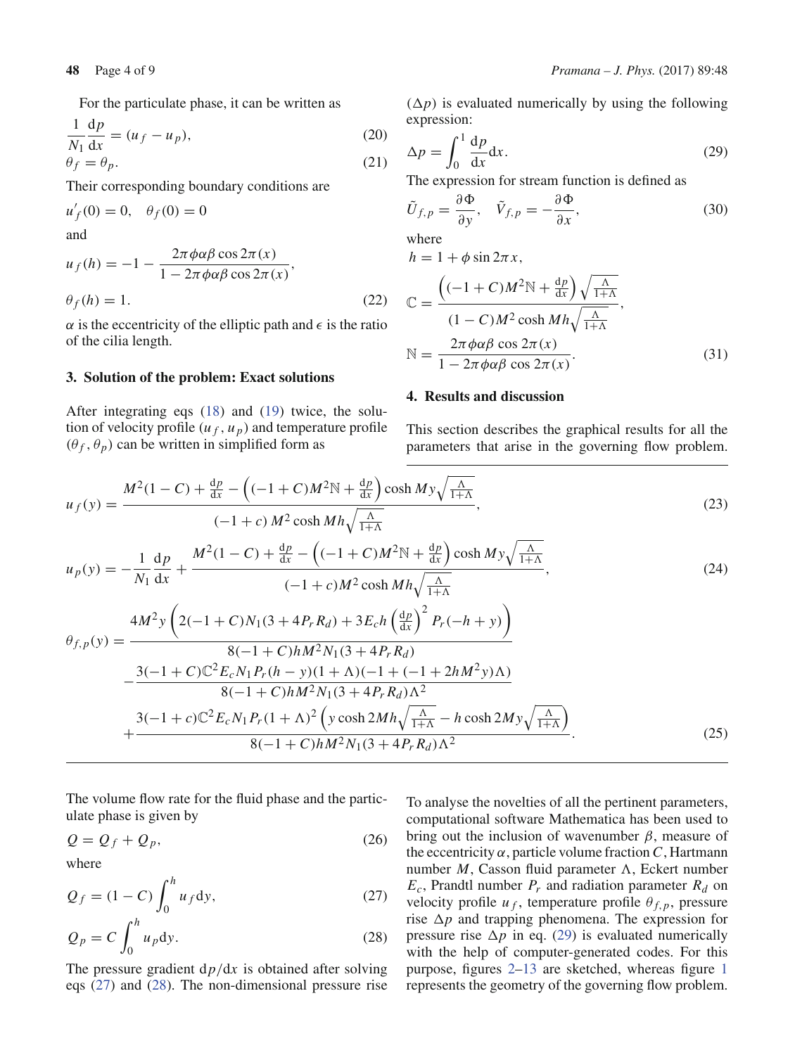For the particulate phase, it can be written as

$$\frac{1}{N_1}\frac{\mathrm{d}p}{\mathrm{d}x} = (u_f - u_p), \tag{20}$$

$$\theta_f = \theta_p. \tag{21}$$

Their corresponding boundary conditions are

$$u'_f(0) = 0, \quad \theta_f(0) = 0$$

and

$$u_f(h) = -1 - \frac{2\pi\phi\alpha\beta\cos 2\pi(x)}{1 - 2\pi\phi\alpha\beta\cos 2\pi(x)},$$

$$\theta_f(h) = 1. \tag{22}$$

$\alpha$ is the eccentricity of the elliptic path and $\epsilon$ is the ratio of the cilia length.

## 3. Solution of the problem: Exact solutions

After integrating eqs (18) and (19) twice, the solution of velocity profile $(u_f, u_p)$ and temperature profile $(\theta_f, \theta_p)$ can be written in simplified form as

$$u_f(y) = \frac{M^2(1-C) + \frac{\mathrm{d}p}{\mathrm{d}x} - \left((-1+C)M^2\mathbb{N} + \frac{\mathrm{d}p}{\mathrm{d}x}\right)\cosh My\sqrt{\frac{\Lambda}{1+\Lambda}}}{(-1+c)\,M^2\cosh Mh\sqrt{\frac{\Lambda}{1+\Lambda}}}, \tag{23}$$

$$u_p(y) = -\frac{1}{N_1}\frac{\mathrm{d}p}{\mathrm{d}x} + \frac{M^2(1-C) + \frac{\mathrm{d}p}{\mathrm{d}x} - \left((-1+C)M^2\mathbb{N} + \frac{\mathrm{d}p}{\mathrm{d}x}\right)\cosh My\sqrt{\frac{\Lambda}{1+\Lambda}}}{(-1+c)M^2\cosh Mh\sqrt{\frac{\Lambda}{1+\Lambda}}}, \tag{24}$$

$$\begin{aligned}
\theta_{f,p}(y) = {} & \frac{4M^2y\left(2(-1+C)N_1(3+4P_rR_d) + 3E_ch\left(\frac{\mathrm{d}p}{\mathrm{d}x}\right)^2 P_r(-h+y)\right)}{8(-1+C)hM^2N_1(3+4P_rR_d)} \\
& - \frac{3(-1+C)\mathbb{C}^2E_cN_1P_r(h-y)(1+\Lambda)(-1+(-1+2hM^2y)\Lambda)}{8(-1+C)hM^2N_1(3+4P_rR_d)\Lambda^2} \\
& + \frac{3(-1+c)\mathbb{C}^2E_cN_1P_r(1+\Lambda)^2\left(y\cosh 2Mh\sqrt{\frac{\Lambda}{1+\Lambda}} - h\cosh 2My\sqrt{\frac{\Lambda}{1+\Lambda}}\right)}{8(-1+C)hM^2N_1(3+4P_rR_d)\Lambda^2}.
\end{aligned} \tag{25}$$

The volume flow rate for the fluid phase and the particulate phase is given by

$$Q = Q_f + Q_p, \tag{26}$$

where

$$Q_f = (1-C)\int_0^h u_f \mathrm{d}y, \tag{27}$$

$$Q_p = C\int_0^h u_p \mathrm{d}y. \tag{28}$$

The pressure gradient $\mathrm{d}p/\mathrm{d}x$ is obtained after solving eqs (27) and (28). The non-dimensional pressure rise $(\Delta p)$ is evaluated numerically by using the following expression:

$$\Delta p = \int_0^1 \frac{\mathrm{d}p}{\mathrm{d}x}\mathrm{d}x. \tag{29}$$

The expression for stream function is defined as

$$\tilde{U}_{f,p} = \frac{\partial\Phi}{\partial y}, \quad \tilde{V}_{f,p} = -\frac{\partial\Phi}{\partial x}, \tag{30}$$

where

$$h = 1 + \phi\sin 2\pi x,$$

$$\mathbb{C} = \frac{\left((-1+C)M^2\mathbb{N} + \frac{\mathrm{d}p}{\mathrm{d}x}\right)\sqrt{\frac{\Lambda}{1+\Lambda}}}{(1-C)M^2\cosh Mh\sqrt{\frac{\Lambda}{1+\Lambda}}},$$

$$\mathbb{N} = \frac{2\pi\phi\alpha\beta\cos 2\pi(x)}{1 - 2\pi\phi\alpha\beta\cos 2\pi(x)}. \tag{31}$$

## 4. Results and discussion

This section describes the graphical results for all the parameters that arise in the governing flow problem. To analyse the novelties of all the pertinent parameters, computational software Mathematica has been used to bring out the inclusion of wavenumber $\beta$, measure of the eccentricity $\alpha$, particle volume fraction $C$, Hartmann number $M$, Casson fluid parameter $\Lambda$, Eckert number $E_c$, Prandtl number $P_r$ and radiation parameter $R_d$ on velocity profile $u_f$, temperature profile $\theta_{f,p}$, pressure rise $\Delta p$ and trapping phenomena. The expression for pressure rise $\Delta p$ in eq. (29) is evaluated numerically with the help of computer-generated codes. For this purpose, figures 2–13 are sketched, whereas figure 1 represents the geometry of the governing flow problem.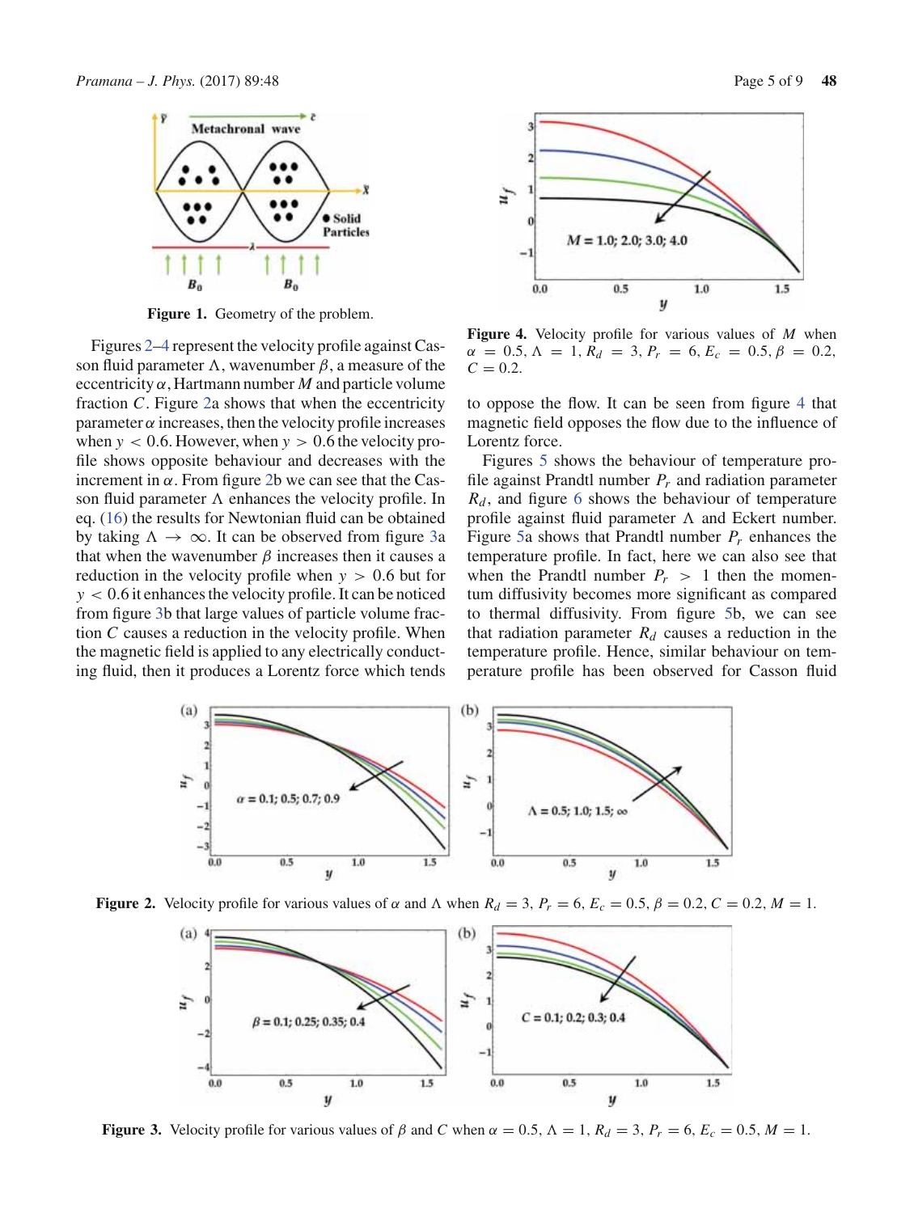Figure 1. Geometry of the problem.

Figures 2–4 represent the velocity profile against Casson fluid parameter $\Lambda$, wavenumber $\beta$, a measure of the eccentricity $\alpha$, Hartmann number $M$ and particle volume fraction $C$. Figure 2a shows that when the eccentricity parameter $\alpha$ increases, then the velocity profile increases when $y < 0.6$. However, when $y > 0.6$ the velocity profile shows opposite behaviour and decreases with the increment in $\alpha$. From figure 2b we can see that the Casson fluid parameter $\Lambda$ enhances the velocity profile. In eq. (16) the results for Newtonian fluid can be obtained by taking $\Lambda \to \infty$. It can be observed from figure 3a that when the wavenumber $\beta$ increases then it causes a reduction in the velocity profile when $y > 0.6$ but for $y < 0.6$ it enhances the velocity profile. It can be noticed from figure 3b that large values of particle volume fraction $C$ causes a reduction in the velocity profile. When the magnetic field is applied to any electrically conducting fluid, then it produces a Lorentz force which tends to oppose the flow. It can be seen from figure 4 that magnetic field opposes the flow due to the influence of Lorentz force.

Figure 4. Velocity profile for various values of $M$ when $\alpha = 0.5$, $\Lambda = 1$, $R_d = 3$, $P_r = 6$, $E_c = 0.5$, $\beta = 0.2$, $C = 0.2$.

Figures 5 shows the behaviour of temperature profile against Prandtl number $P_r$ and radiation parameter $R_d$, and figure 6 shows the behaviour of temperature profile against fluid parameter $\Lambda$ and Eckert number. Figure 5a shows that Prandtl number $P_r$ enhances the temperature profile. In fact, here we can also see that when the Prandtl number $P_r > 1$ then the momentum diffusivity becomes more significant as compared to thermal diffusivity. From figure 5b, we can see that radiation parameter $R_d$ causes a reduction in the temperature profile. Hence, similar behaviour on temperature profile has been observed for Casson fluid

Figure 2. Velocity profile for various values of $\alpha$ and $\Lambda$ when $R_d = 3$, $P_r = 6$, $E_c = 0.5$, $\beta = 0.2$, $C = 0.2$, $M = 1$.

Figure 3. Velocity profile for various values of $\beta$ and $C$ when $\alpha = 0.5$, $\Lambda = 1$, $R_d = 3$, $P_r = 6$, $E_c = 0.5$, $M = 1$.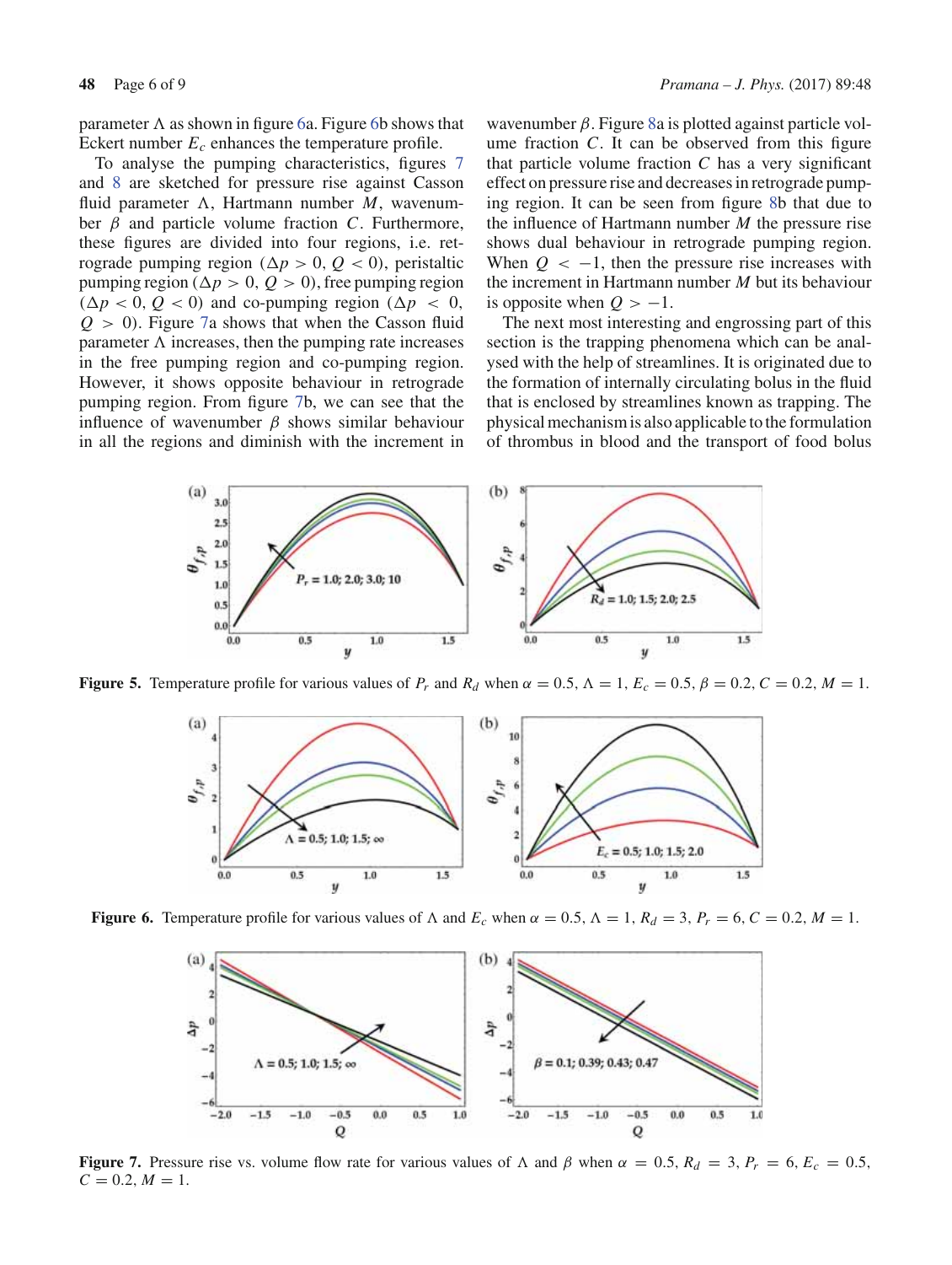parameter $\Lambda$ as shown in figure 6a. Figure 6b shows that Eckert number $E_c$ enhances the temperature profile.

To analyse the pumping characteristics, figures 7 and 8 are sketched for pressure rise against Casson fluid parameter $\Lambda$, Hartmann number $M$, wavenumber $\beta$ and particle volume fraction $C$. Furthermore, these figures are divided into four regions, i.e. retrograde pumping region ($\Delta p > 0$, $Q < 0$), peristaltic pumping region ($\Delta p > 0$, $Q > 0$), free pumping region ($\Delta p < 0$, $Q < 0$) and co-pumping region ($\Delta p < 0$, $Q > 0$). Figure 7a shows that when the Casson fluid parameter $\Lambda$ increases, then the pumping rate increases in the free pumping region and co-pumping region. However, it shows opposite behaviour in retrograde pumping region. From figure 7b, we can see that the influence of wavenumber $\beta$ shows similar behaviour in all the regions and diminish with the increment in wavenumber $\beta$. Figure 8a is plotted against particle volume fraction $C$. It can be observed from this figure that particle volume fraction $C$ has a very significant effect on pressure rise and decreases in retrograde pumping region. It can be seen from figure 8b that due to the influence of Hartmann number $M$ the pressure rise shows dual behaviour in retrograde pumping region. When $Q < -1$, then the pressure rise increases with the increment in Hartmann number $M$ but its behaviour is opposite when $Q > -1$.

The next most interesting and engrossing part of this section is the trapping phenomena which can be analysed with the help of streamlines. It is originated due to the formation of internally circulating bolus in the fluid that is enclosed by streamlines known as trapping. The physical mechanism is also applicable to the formulation of thrombus in blood and the transport of food bolus

**Figure 5.** Temperature profile for various values of $P_r$ and $R_d$ when $\alpha = 0.5$, $\Lambda = 1$, $E_c = 0.5$, $\beta = 0.2$, $C = 0.2$, $M = 1$.

**Figure 6.** Temperature profile for various values of $\Lambda$ and $E_c$ when $\alpha = 0.5$, $\Lambda = 1$, $R_d = 3$, $P_r = 6$, $C = 0.2$, $M = 1$.

**Figure 7.** Pressure rise vs. volume flow rate for various values of $\Lambda$ and $\beta$ when $\alpha = 0.5$, $R_d = 3$, $P_r = 6$, $E_c = 0.5$, $C = 0.2$, $M = 1$.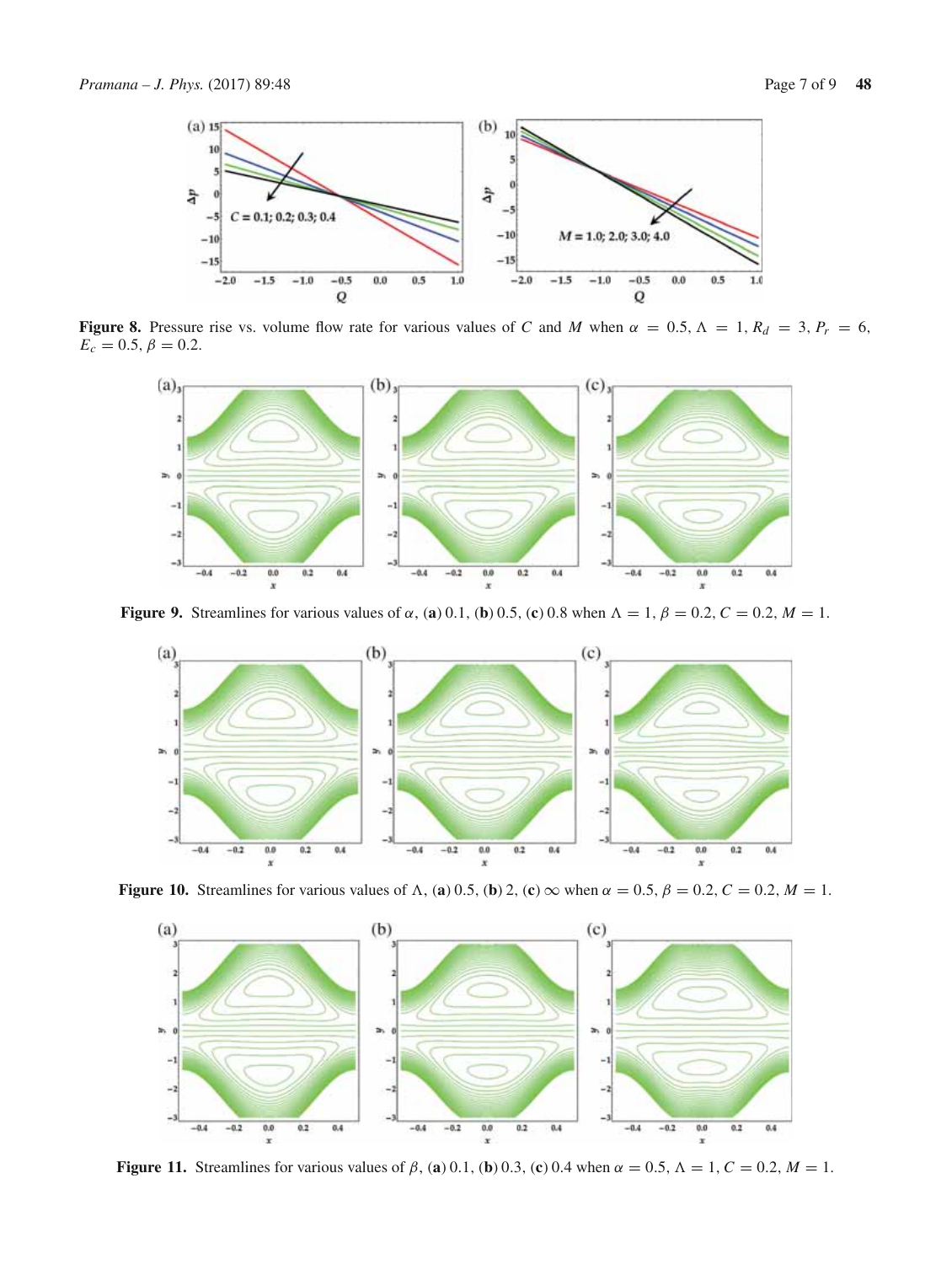**Figure 8.** Pressure rise vs. volume flow rate for various values of $C$ and $M$ when $\alpha = 0.5$, $\Lambda = 1$, $R_d = 3$, $P_r = 6$, $E_c = 0.5$, $\beta = 0.2$.

**Figure 9.** Streamlines for various values of $\alpha$, (**a**) 0.1, (**b**) 0.5, (**c**) 0.8 when $\Lambda = 1$, $\beta = 0.2$, $C = 0.2$, $M = 1$.

**Figure 10.** Streamlines for various values of $\Lambda$, (**a**) 0.5, (**b**) 2, (**c**) $\infty$ when $\alpha = 0.5$, $\beta = 0.2$, $C = 0.2$, $M = 1$.

**Figure 11.** Streamlines for various values of $\beta$, (**a**) 0.1, (**b**) 0.3, (**c**) 0.4 when $\alpha = 0.5$, $\Lambda = 1$, $C = 0.2$, $M = 1$.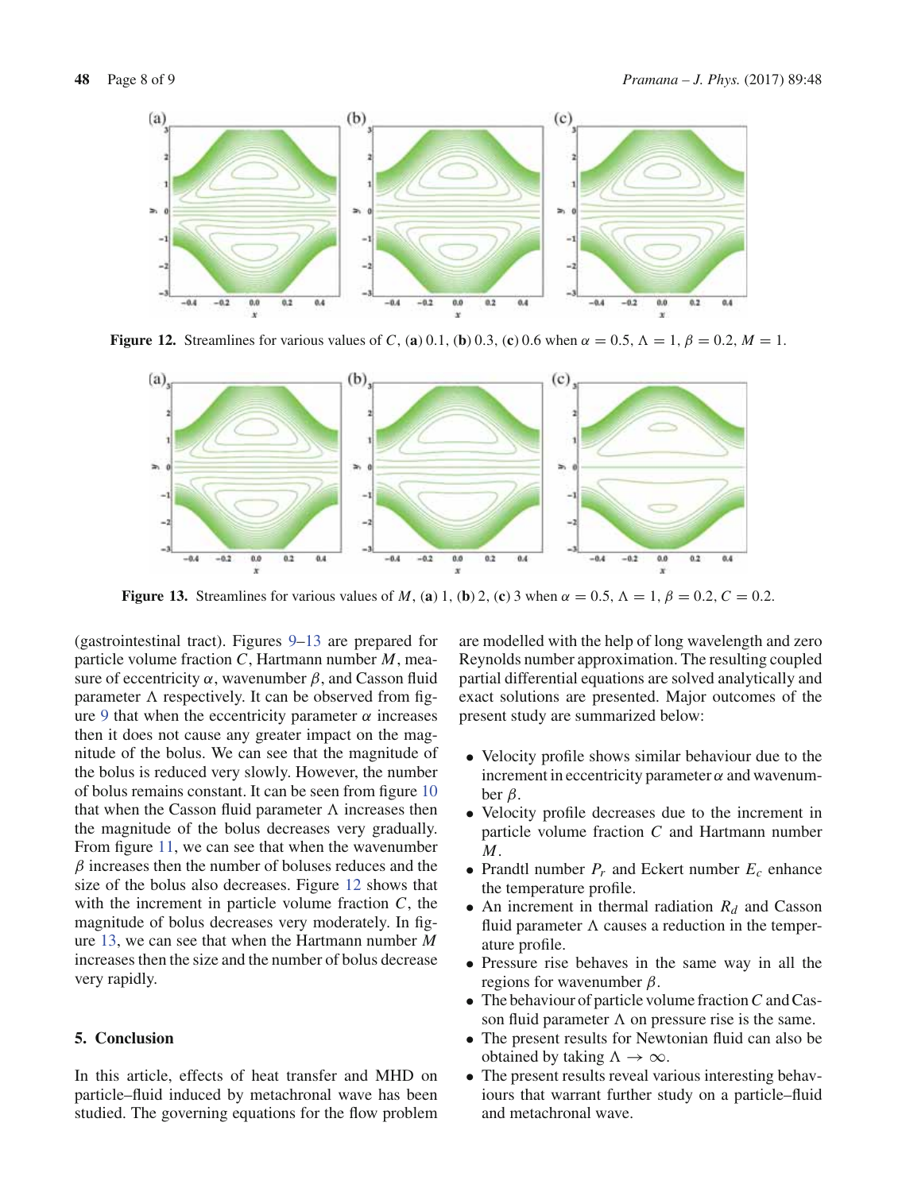Figure 12. Streamlines for various values of $C$, (a) 0.1, (b) 0.3, (c) 0.6 when $\alpha = 0.5$, $\Lambda = 1$, $\beta = 0.2$, $M = 1$.

Figure 13. Streamlines for various values of $M$, (a) 1, (b) 2, (c) 3 when $\alpha = 0.5$, $\Lambda = 1$, $\beta = 0.2$, $C = 0.2$.

(gastrointestinal tract). Figures 9–13 are prepared for particle volume fraction $C$, Hartmann number $M$, measure of eccentricity $\alpha$, wavenumber $\beta$, and Casson fluid parameter $\Lambda$ respectively. It can be observed from figure 9 that when the eccentricity parameter $\alpha$ increases then it does not cause any greater impact on the magnitude of the bolus. We can see that the magnitude of the bolus is reduced very slowly. However, the number of bolus remains constant. It can be seen from figure 10 that when the Casson fluid parameter $\Lambda$ increases then the magnitude of the bolus decreases very gradually. From figure 11, we can see that when the wavenumber $\beta$ increases then the number of boluses reduces and the size of the bolus also decreases. Figure 12 shows that with the increment in particle volume fraction $C$, the magnitude of bolus decreases very moderately. In figure 13, we can see that when the Hartmann number $M$ increases then the size and the number of bolus decrease very rapidly.

## 5. Conclusion

In this article, effects of heat transfer and MHD on particle–fluid induced by metachronal wave has been studied. The governing equations for the flow problem are modelled with the help of long wavelength and zero Reynolds number approximation. The resulting coupled partial differential equations are solved analytically and exact solutions are presented. Major outcomes of the present study are summarized below:

- Velocity profile shows similar behaviour due to the increment in eccentricity parameter $\alpha$ and wavenumber $\beta$.
- Velocity profile decreases due to the increment in particle volume fraction $C$ and Hartmann number $M$.
- Prandtl number $P_r$ and Eckert number $E_c$ enhance the temperature profile.
- An increment in thermal radiation $R_d$ and Casson fluid parameter $\Lambda$ causes a reduction in the temperature profile.
- Pressure rise behaves in the same way in all the regions for wavenumber $\beta$.
- The behaviour of particle volume fraction $C$ and Casson fluid parameter $\Lambda$ on pressure rise is the same.
- The present results for Newtonian fluid can also be obtained by taking $\Lambda \to \infty$.
- The present results reveal various interesting behaviours that warrant further study on a particle–fluid and metachronal wave.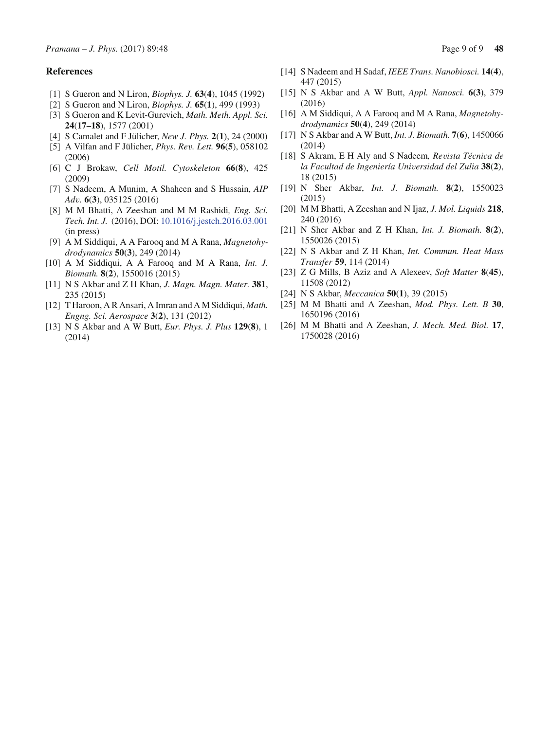## References

[1] S Gueron and N Liron, *Biophys. J.* **63**(**4**), 1045 (1992)

[2] S Gueron and N Liron, *Biophys. J.* **65**(**1**), 499 (1993)

[3] S Gueron and K Levit-Gurevich, *Math. Meth. Appl. Sci.* **24**(**17–18**), 1577 (2001)

[4] S Camalet and F Jülicher, *New J. Phys.* **2**(**1**), 24 (2000)

[5] A Vilfan and F Jülicher, *Phys. Rev. Lett.* **96**(**5**), 058102 (2006)

[6] C J Brokaw, *Cell Motil. Cytoskeleton* **66**(**8**), 425 (2009)

[7] S Nadeem, A Munim, A Shaheen and S Hussain, *AIP Adv.* **6**(**3**), 035125 (2016)

[8] M M Bhatti, A Zeeshan and M M Rashidi, *Eng. Sci. Tech. Int. J.* (2016), DOI: 10.1016/j.jestch.2016.03.001 (in press)

[9] A M Siddiqui, A A Farooq and M A Rana, *Magnetohydrodynamics* **50**(**3**), 249 (2014)

[10] A M Siddiqui, A A Farooq and M A Rana, *Int. J. Biomath.* **8**(**2**), 1550016 (2015)

[11] N S Akbar and Z H Khan, *J. Magn. Magn. Mater.* **381**, 235 (2015)

[12] T Haroon, A R Ansari, A Imran and A M Siddiqui, *Math. Engng. Sci. Aerospace* **3**(**2**), 131 (2012)

[13] N S Akbar and A W Butt, *Eur. Phys. J. Plus* **129**(**8**), 1 (2014)

[14] S Nadeem and H Sadaf, *IEEE Trans. Nanobiosci.* **14**(**4**), 447 (2015)

[15] N S Akbar and A W Butt, *Appl. Nanosci.* **6**(**3**), 379 (2016)

[16] A M Siddiqui, A A Farooq and M A Rana, *Magnetohydrodynamics* **50**(**4**), 249 (2014)

[17] N S Akbar and A W Butt, *Int. J. Biomath.* **7**(**6**), 1450066 (2014)

[18] S Akram, E H Aly and S Nadeem, *Revista Técnica de la Facultad de Ingeniería Universidad del Zulia* **38**(**2**), 18 (2015)

[19] N Sher Akbar, *Int. J. Biomath.* **8**(**2**), 1550023 (2015)

[20] M M Bhatti, A Zeeshan and N Ijaz, *J. Mol. Liquids* **218**, 240 (2016)

[21] N Sher Akbar and Z H Khan, *Int. J. Biomath.* **8**(**2**), 1550026 (2015)

[22] N S Akbar and Z H Khan, *Int. Commun. Heat Mass Transfer* **59**, 114 (2014)

[23] Z G Mills, B Aziz and A Alexeev, *Soft Matter* **8**(**45**), 11508 (2012)

[24] N S Akbar, *Meccanica* **50**(**1**), 39 (2015)

[25] M M Bhatti and A Zeeshan, *Mod. Phys. Lett. B* **30**, 1650196 (2016)

[26] M M Bhatti and A Zeeshan, *J. Mech. Med. Biol.* **17**, 1750028 (2016)